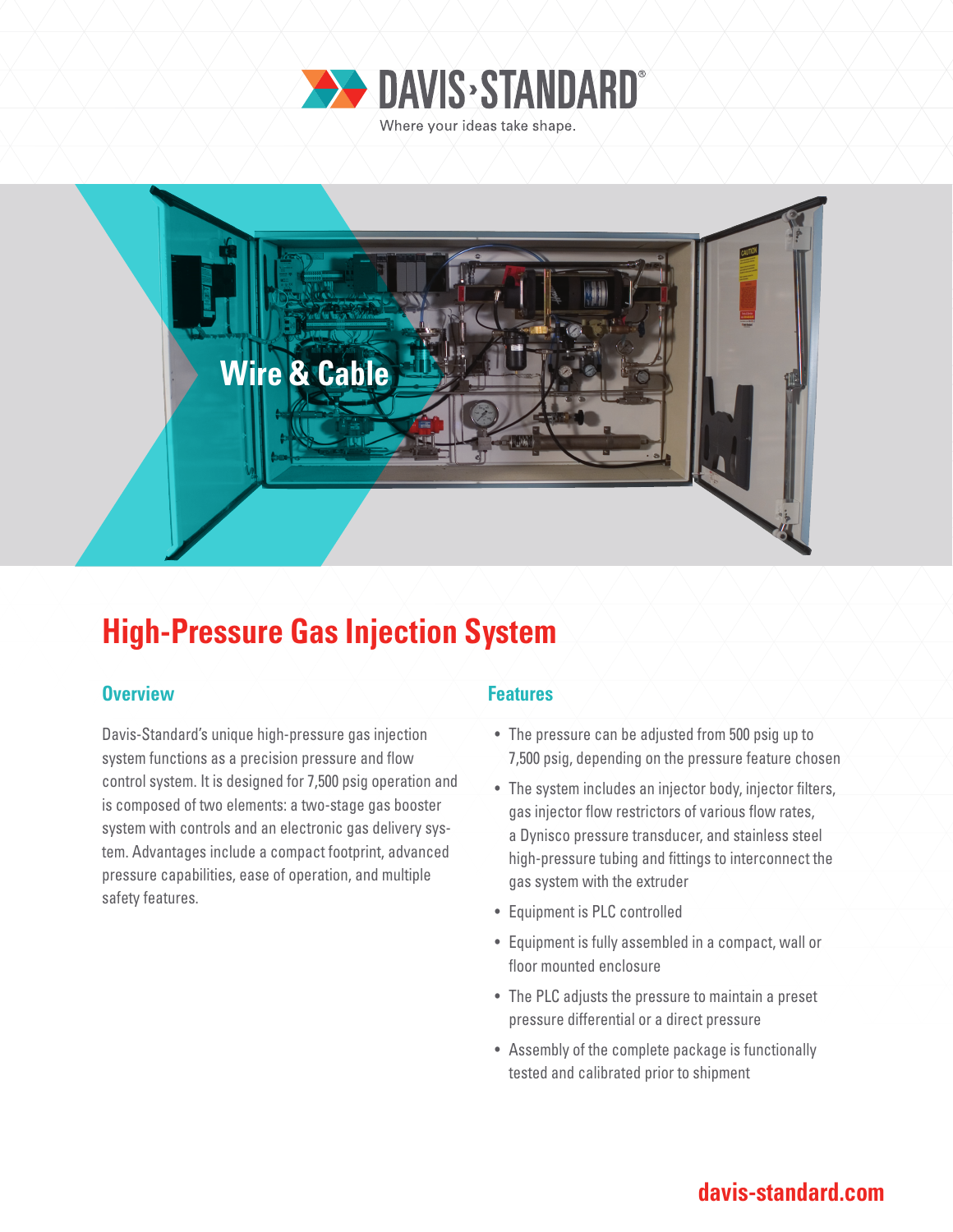DAVIS›STANDARD®

Where your ideas take shape.

Wire & Cable

# High-Pressure Gas Injection System

## Overview

Davis-Standard's unique high-pressure gas injection system functions as a precision pressure and flow control system. It is designed for 7,500 psig operation and is composed of two elements: a two-stage gas booster system with controls and an electronic gas delivery system. Advantages include a compact footprint, advanced pressure capabilities, ease of operation, and multiple safety features.

## Features

- The pressure can be adjusted from 500 psig up to 7,500 psig, depending on the pressure feature chosen
- The system includes an injector body, injector filters, gas injector flow restrictors of various flow rates, a Dynisco pressure transducer, and stainless steel high-pressure tubing and fittings to interconnect the gas system with the extruder
- Equipment is PLC controlled
- Equipment is fully assembled in a compact, wall or floor mounted enclosure
- The PLC adjusts the pressure to maintain a preset pressure differential or a direct pressure
- Assembly of the complete package is functionally tested and calibrated prior to shipment

davis-standard.com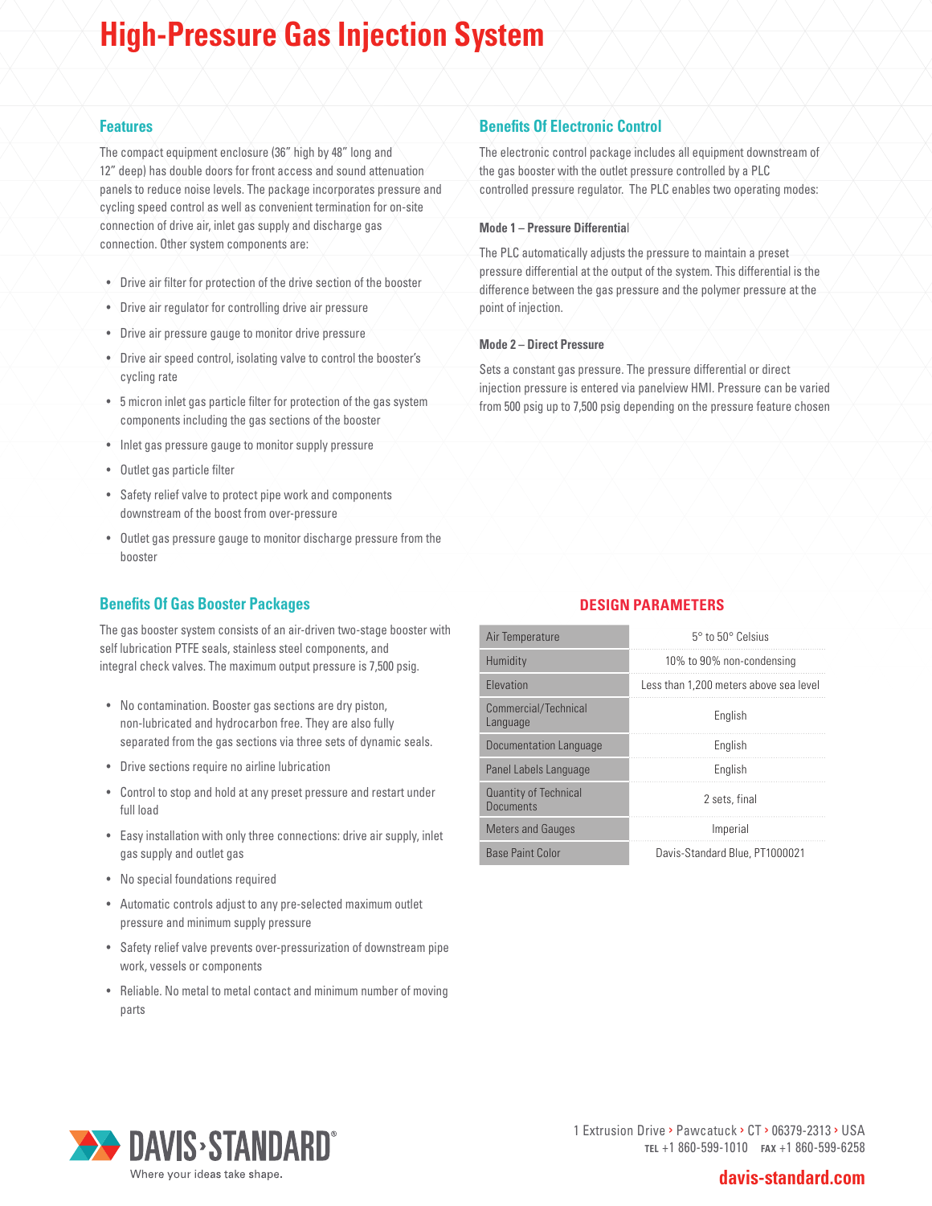# High-Pressure Gas Injection System

## Features

The compact equipment enclosure (36" high by 48" long and 12" deep) has double doors for front access and sound attenuation panels to reduce noise levels. The package incorporates pressure and cycling speed control as well as convenient termination for on-site connection of drive air, inlet gas supply and discharge gas connection. Other system components are:

- Drive air filter for protection of the drive section of the booster
- Drive air regulator for controlling drive air pressure
- Drive air pressure gauge to monitor drive pressure
- Drive air speed control, isolating valve to control the booster's cycling rate
- 5 micron inlet gas particle filter for protection of the gas system components including the gas sections of the booster
- Inlet gas pressure gauge to monitor supply pressure
- Outlet gas particle filter
- Safety relief valve to protect pipe work and components downstream of the boost from over-pressure
- Outlet gas pressure gauge to monitor discharge pressure from the booster

## Benefits Of Gas Booster Packages

The gas booster system consists of an air-driven two-stage booster with self lubrication PTFE seals, stainless steel components, and integral check valves. The maximum output pressure is 7,500 psig.

- No contamination. Booster gas sections are dry piston, non-lubricated and hydrocarbon free. They are also fully separated from the gas sections via three sets of dynamic seals.
- Drive sections require no airline lubrication
- Control to stop and hold at any preset pressure and restart under full load
- Easy installation with only three connections: drive air supply, inlet gas supply and outlet gas
- No special foundations required
- Automatic controls adjust to any pre-selected maximum outlet pressure and minimum supply pressure
- Safety relief valve prevents over-pressurization of downstream pipe work, vessels or components
- Reliable. No metal to metal contact and minimum number of moving parts

## Benefits Of Electronic Control

The electronic control package includes all equipment downstream of the gas booster with the outlet pressure controlled by a PLC controlled pressure regulator. The PLC enables two operating modes:

### Mode 1 – Pressure Differential

The PLC automatically adjusts the pressure to maintain a preset pressure differential at the output of the system. This differential is the difference between the gas pressure and the polymer pressure at the point of injection.

### Mode 2 – Direct Pressure

Sets a constant gas pressure. The pressure differential or direct injection pressure is entered via panelview HMI. Pressure can be varied from 500 psig up to 7,500 psig depending on the pressure feature chosen

## DESIGN PARAMETERS

| | |
|---|---|
| Air Temperature | 5° to 50° Celsius |
| Humidity | 10% to 90% non-condensing |
| Elevation | Less than 1,200 meters above sea level |
| Commercial/Technical Language | English |
| Documentation Language | English |
| Panel Labels Language | English |
| Quantity of Technical Documents | 2 sets, final |
| Meters and Gauges | Imperial |
| Base Paint Color | Davis-Standard Blue, PT1000021 |

DAVIS-STANDARD®
Where your ideas take shape.

1 Extrusion Drive › Pawcatuck › CT › 06379-2313 › USA
TEL +1 860-599-1010 FAX +1 860-599-6258

davis-standard.com